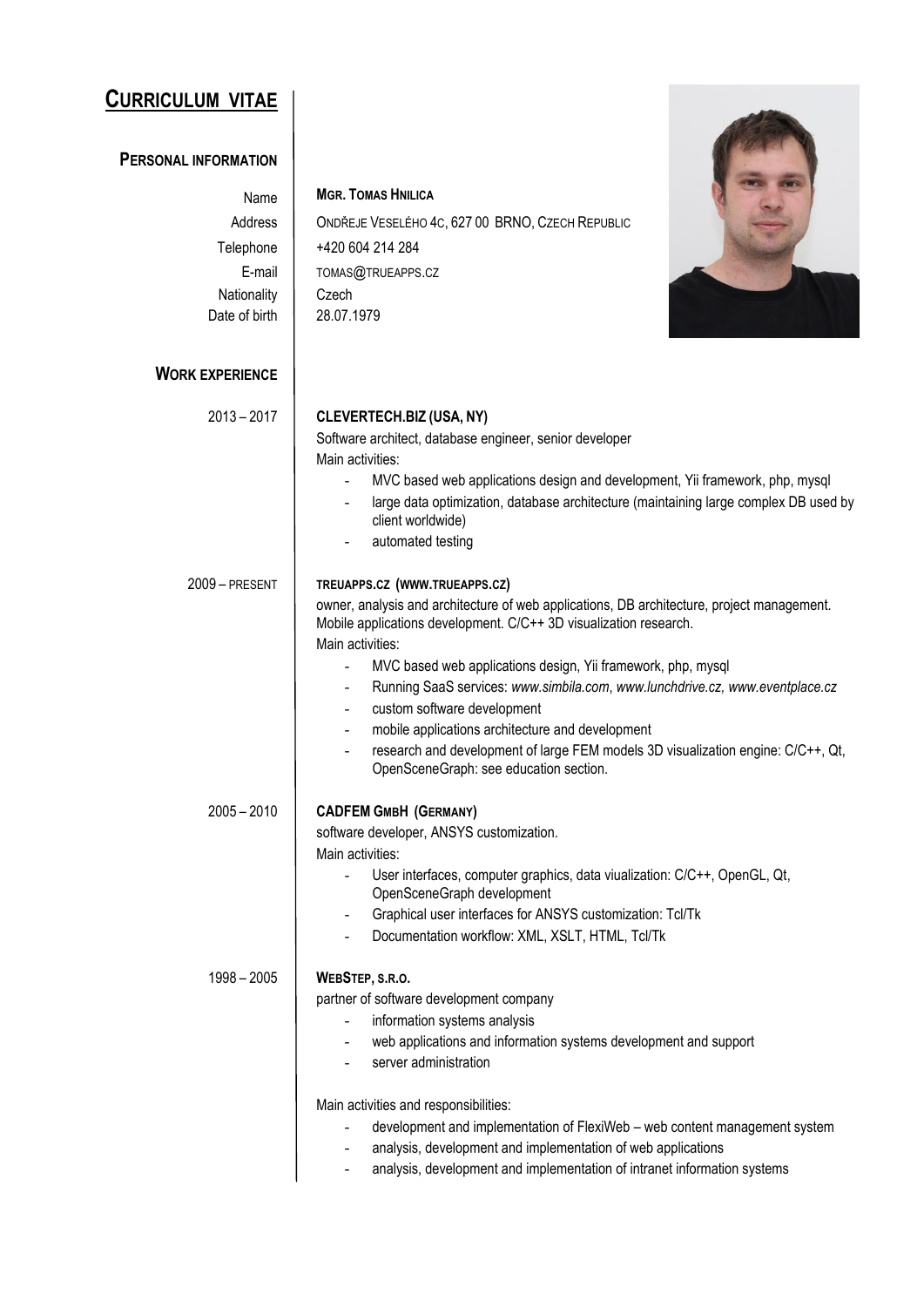# Curriculum Vitae

## Personal information

| | |
|---|---|
| Name | **Mgr. Tomas Hnilica** |
| Address | Ondřeje Veselého 4c, 627 00 Brno, Czech Republic |
| Telephone | +420 604 214 284 |
| E-mail | tomas@trueapps.cz |
| Nationality | Czech |
| Date of birth | 28.07.1979 |

## Work experience

**2013 – 2017**

**CLEVERTECH.BIZ (USA, NY)**

Software architect, database engineer, senior developer

Main activities:

- MVC based web applications design and development, Yii framework, php, mysql
- large data optimization, database architecture (maintaining large complex DB used by client worldwide)
- automated testing

**2009 – present**

**TREUAPPS.CZ (WWW.TRUEAPPS.CZ)**

owner, analysis and architecture of web applications, DB architecture, project management. Mobile applications development. C/C++ 3D visualization research.

Main activities:

- MVC based web applications design, Yii framework, php, mysql
- Running SaaS services: *www.simbila.com*, *www.lunchdrive.cz, www.eventplace.cz*
- custom software development
- mobile applications architecture and development
- research and development of large FEM models 3D visualization engine: C/C++, Qt, OpenSceneGraph: see education section.

**2005 – 2010**

**CADFEM GmbH (Germany)**

software developer, ANSYS customization.

Main activities:

- User interfaces, computer graphics, data viualization: C/C++, OpenGL, Qt, OpenSceneGraph development
- Graphical user interfaces for ANSYS customization: Tcl/Tk
- Documentation workflow: XML, XSLT, HTML, Tcl/Tk

**1998 – 2005**

**WebStep, s.r.o.**

partner of software development company

- information systems analysis
- web applications and information systems development and support
- server administration

Main activities and responsibilities:

- development and implementation of FlexiWeb – web content management system
- analysis, development and implementation of web applications
- analysis, development and implementation of intranet information systems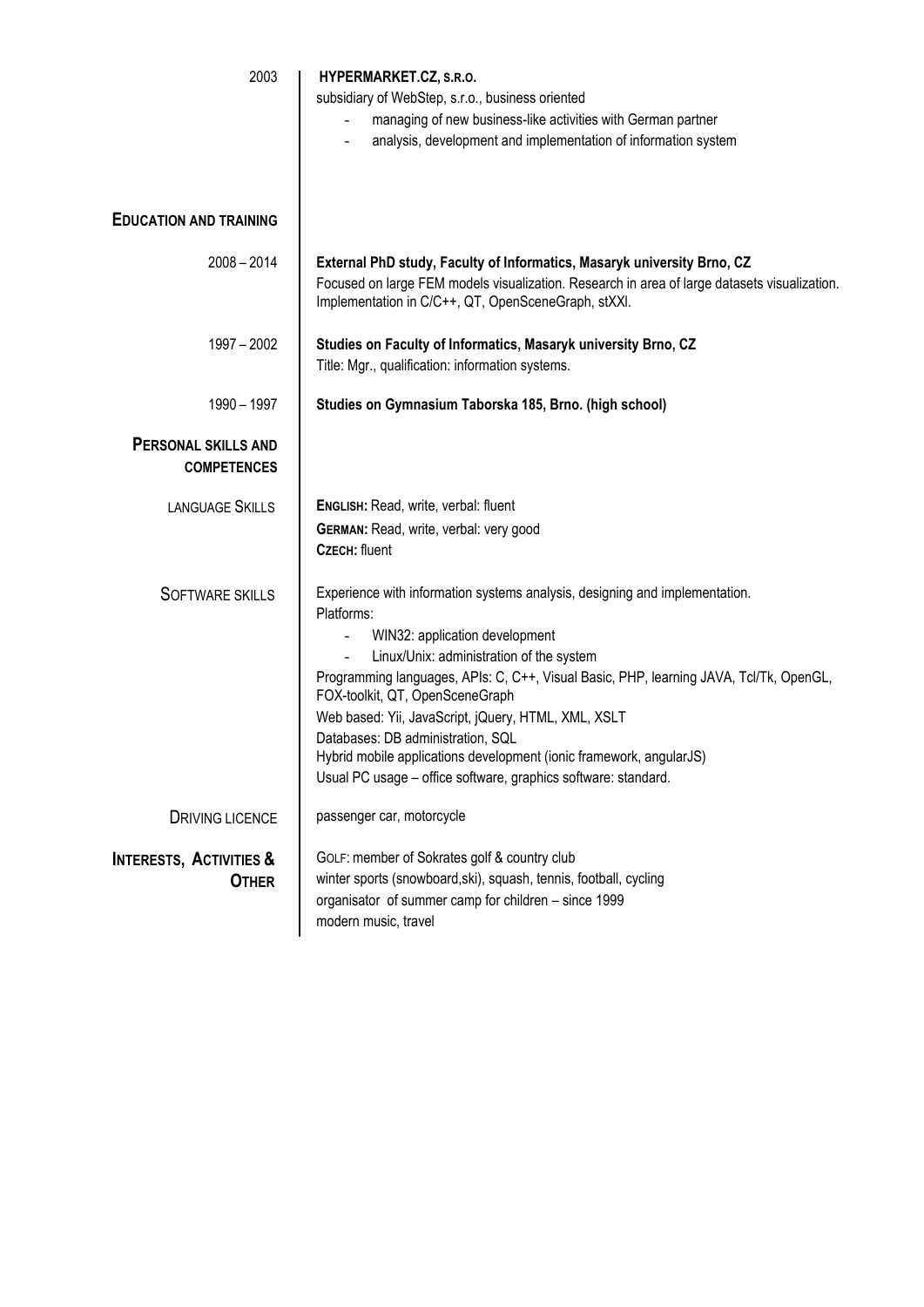2003

**HYPERMARKET.CZ, S.R.O.**

subsidiary of WebStep, s.r.o., business oriented

- managing of new business-like activities with German partner
- analysis, development and implementation of information system

## EDUCATION AND TRAINING

2008 – 2014

**External PhD study, Faculty of Informatics, Masaryk university Brno, CZ**

Focused on large FEM models visualization. Research in area of large datasets visualization. Implementation in C/C++, QT, OpenSceneGraph, stXXl.

1997 – 2002

**Studies on Faculty of Informatics, Masaryk university Brno, CZ**

Title: Mgr., qualification: information systems.

1990 – 1997

**Studies on Gymnasium Taborska 185, Brno. (high school)**

## PERSONAL SKILLS AND COMPETENCES

### LANGUAGE SKILLS

**ENGLISH:** Read, write, verbal: fluent

**GERMAN:** Read, write, verbal: very good

**CZECH:** fluent

### SOFTWARE SKILLS

Experience with information systems analysis, designing and implementation.

Platforms:

- WIN32: application development
- Linux/Unix: administration of the system

Programming languages, APIs: C, C++, Visual Basic, PHP, learning JAVA, Tcl/Tk, OpenGL, FOX-toolkit, QT, OpenSceneGraph

Web based: Yii, JavaScript, jQuery, HTML, XML, XSLT

Databases: DB administration, SQL

Hybrid mobile applications development (ionic framework, angularJS)

Usual PC usage – office software, graphics software: standard.

### DRIVING LICENCE

passenger car, motorcycle

## INTERESTS, ACTIVITIES & OTHER

GOLF: member of Sokrates golf & country club

winter sports (snowboard,ski), squash, tennis, football, cycling

organisator of summer camp for children – since 1999

modern music, travel